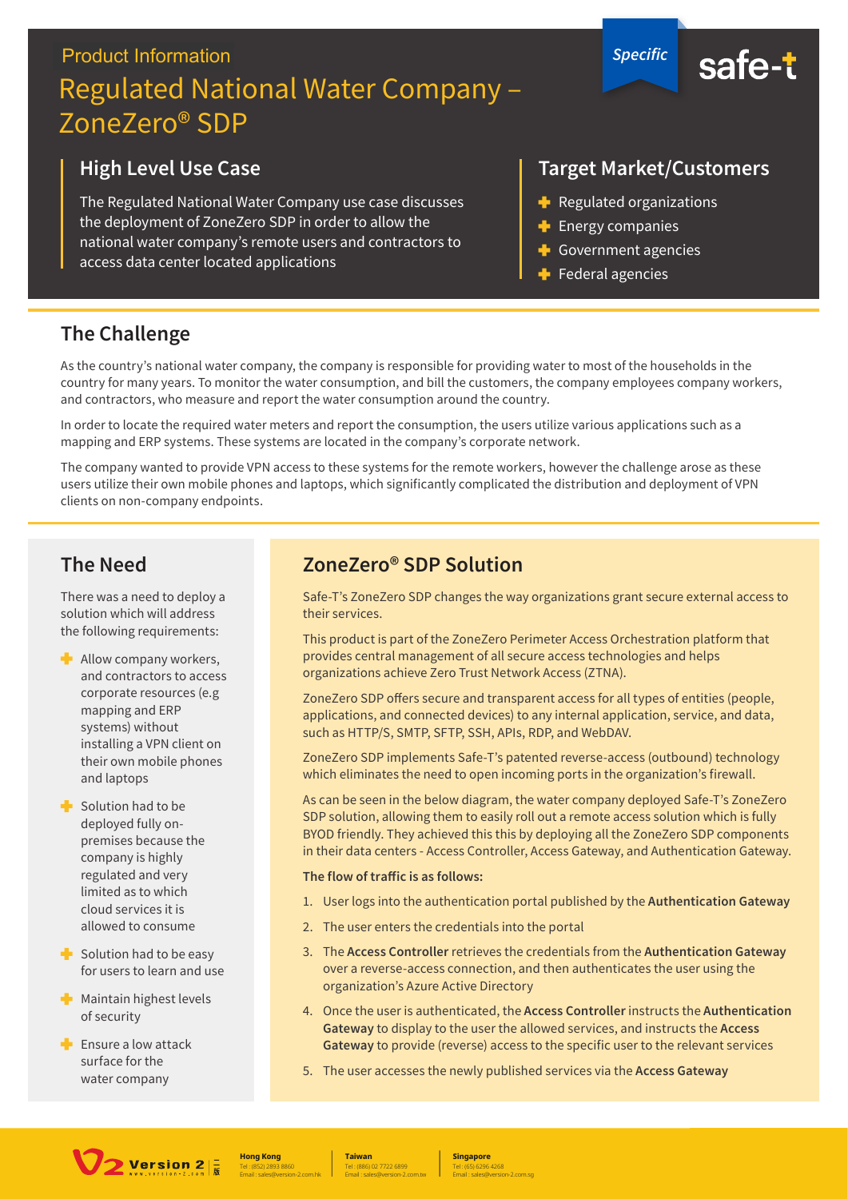Product Information

# Regulated National Water Company – ZoneZero® SDP

*Specific*

safe-t

## High Level Use Case

The Regulated National Water Company use case discusses the deployment of ZoneZero SDP in order to allow the national water company's remote users and contractors to access data center located applications

## Target Market/Customers

- Regulated organizations
- Energy companies
- Government agencies
- Federal agencies

## The Challenge

As the country's national water company, the company is responsible for providing water to most of the households in the country for many years. To monitor the water consumption, and bill the customers, the company employees company workers, and contractors, who measure and report the water consumption around the country.

In order to locate the required water meters and report the consumption, the users utilize various applications such as a mapping and ERP systems. These systems are located in the company's corporate network.

The company wanted to provide VPN access to these systems for the remote workers, however the challenge arose as these users utilize their own mobile phones and laptops, which significantly complicated the distribution and deployment of VPN clients on non-company endpoints.

## The Need

There was a need to deploy a solution which will address the following requirements:

- Allow company workers, and contractors to access corporate resources (e.g mapping and ERP systems) without installing a VPN client on their own mobile phones and laptops
- Solution had to be deployed fully on-premises because the company is highly regulated and very limited as to which cloud services it is allowed to consume
- Solution had to be easy for users to learn and use
- Maintain highest levels of security
- Ensure a low attack surface for the water company

## ZoneZero® SDP Solution

Safe-T's ZoneZero SDP changes the way organizations grant secure external access to their services.

This product is part of the ZoneZero Perimeter Access Orchestration platform that provides central management of all secure access technologies and helps organizations achieve Zero Trust Network Access (ZTNA).

ZoneZero SDP offers secure and transparent access for all types of entities (people, applications, and connected devices) to any internal application, service, and data, such as HTTP/S, SMTP, SFTP, SSH, APIs, RDP, and WebDAV.

ZoneZero SDP implements Safe-T's patented reverse-access (outbound) technology which eliminates the need to open incoming ports in the organization's firewall.

As can be seen in the below diagram, the water company deployed Safe-T's ZoneZero SDP solution, allowing them to easily roll out a remote access solution which is fully BYOD friendly. They achieved this by deploying all the ZoneZero SDP components in their data centers - Access Controller, Access Gateway, and Authentication Gateway.

**The flow of traffic is as follows:**

1. User logs into the authentication portal published by the **Authentication Gateway**
2. The user enters the credentials into the portal
3. The **Access Controller** retrieves the credentials from the **Authentication Gateway** over a reverse-access connection, and then authenticates the user using the organization's Azure Active Directory
4. Once the user is authenticated, the **Access Controller** instructs the **Authentication Gateway** to display to the user the allowed services, and instructs the **Access Gateway** to provide (reverse) access to the specific user to the relevant services
5. The user accesses the newly published services via the **Access Gateway**

Version 2 www.version-2.com

**Hong Kong**
Tel : (852) 2893 8860
Email : sales@version-2.com.hk

**Taiwan**
Tel : (886) 02 7722 6899
Email : sales@version-2.com.tw

**Singapore**
Tel : (65) 6296 4268
Email : sales@version-2.com.sg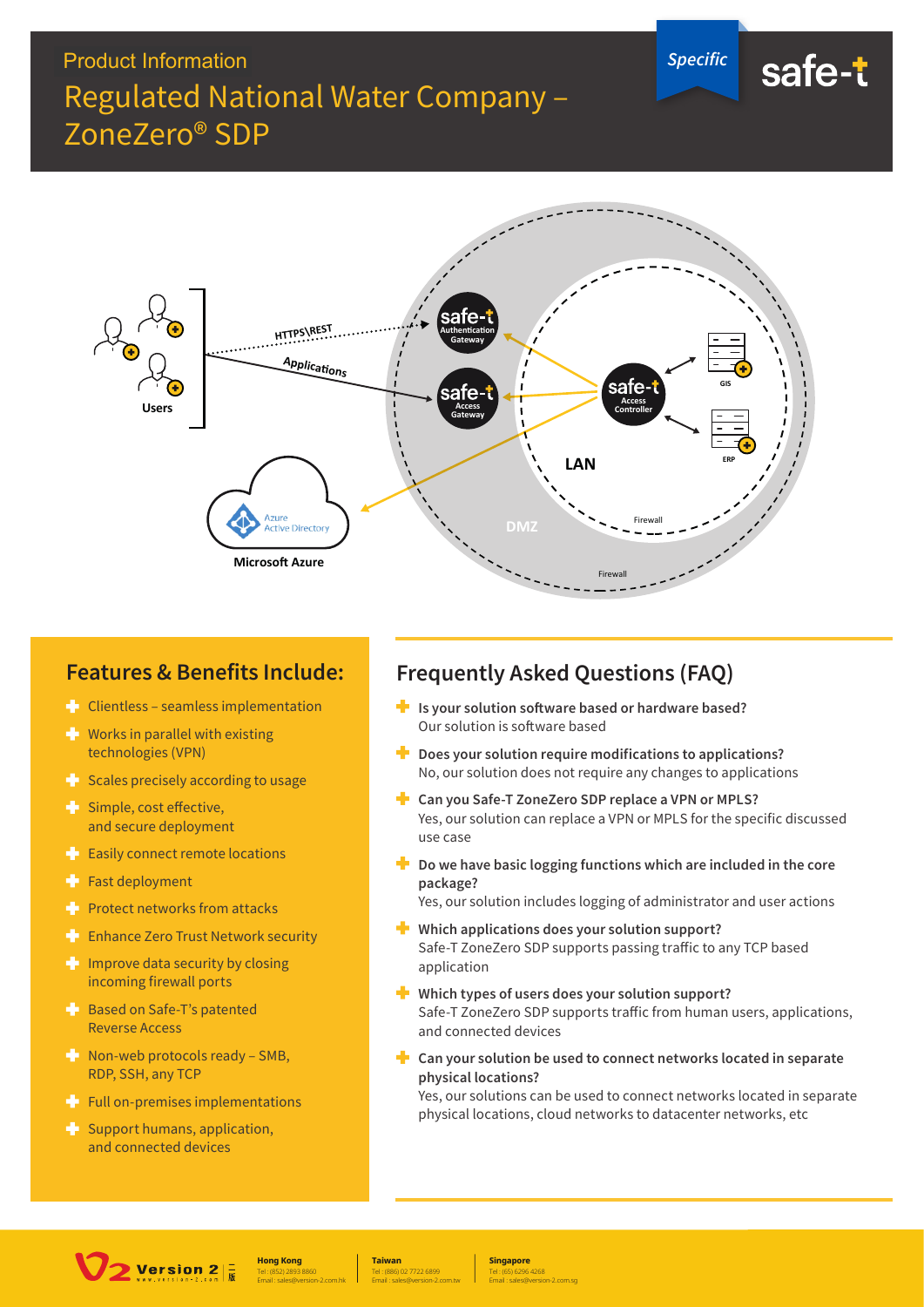Product Information

# Regulated National Water Company – ZoneZero® SDP

Specific

safe-t

Users

HTTPS\REST

Applications

safe-t Authentication Gateway

safe-t Access Gateway

safe-t Access Controller

GIS

ERP

LAN

DMZ

Firewall

Firewall

Azure Active Directory

Microsoft Azure

## Features & Benefits Include:

- Clientless – seamless implementation
- Works in parallel with existing technologies (VPN)
- Scales precisely according to usage
- Simple, cost effective, and secure deployment
- Easily connect remote locations
- Fast deployment
- Protect networks from attacks
- Enhance Zero Trust Network security
- Improve data security by closing incoming firewall ports
- Based on Safe-T's patented Reverse Access
- Non-web protocols ready – SMB, RDP, SSH, any TCP
- Full on-premises implementations
- Support humans, application, and connected devices

## Frequently Asked Questions (FAQ)

- **Is your solution software based or hardware based?**
  Our solution is software based
- **Does your solution require modifications to applications?**
  No, our solution does not require any changes to applications
- **Can you Safe-T ZoneZero SDP replace a VPN or MPLS?**
  Yes, our solution can replace a VPN or MPLS for the specific discussed use case
- **Do we have basic logging functions which are included in the core package?**
  Yes, our solution includes logging of administrator and user actions
- **Which applications does your solution support?**
  Safe-T ZoneZero SDP supports passing traffic to any TCP based application
- **Which types of users does your solution support?**
  Safe-T ZoneZero SDP supports traffic from human users, applications, and connected devices
- **Can your solution be used to connect networks located in separate physical locations?**
  Yes, our solutions can be used to connect networks located in separate physical locations, cloud networks to datacenter networks, etc

Version 2

**Hong Kong**
Tel : (852) 2893 8860
Email : sales@version-2.com.hk

**Taiwan**
Tel : (886) 02 7722 6899
Email : sales@version-2.com.tw

**Singapore**
Tel : (65) 6296 4268
Email : sales@version-2.com.sg